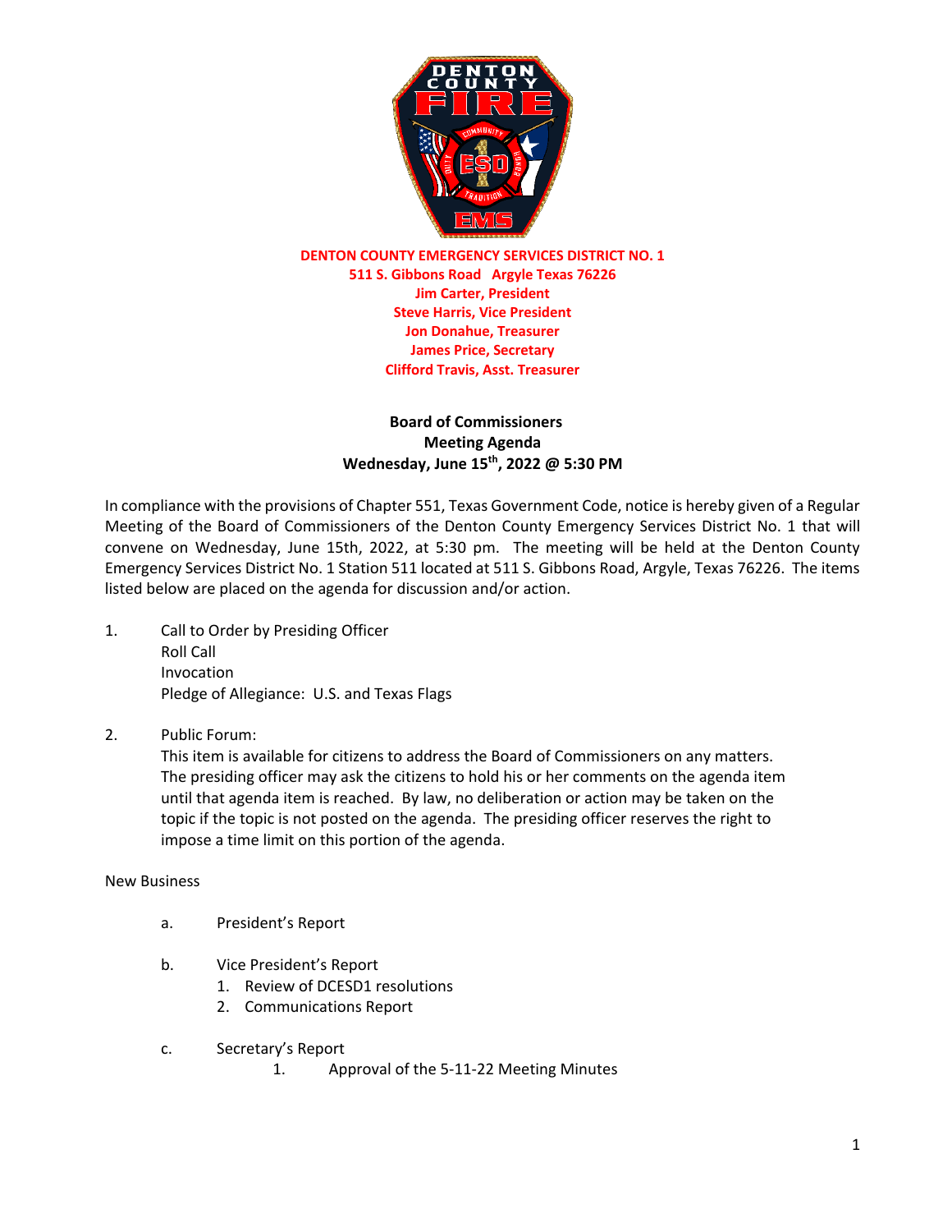**DENTON COUNTY EMERGENCY SERVICES DISTRICT NO. 1**
**511 S. Gibbons Road Argyle Texas 76226**
**Jim Carter, President**
**Steve Harris, Vice President**
**Jon Donahue, Treasurer**
**James Price, Secretary**
**Clifford Travis, Asst. Treasurer**

**Board of Commissioners**
**Meeting Agenda**
**Wednesday, June 15th, 2022 @ 5:30 PM**

In compliance with the provisions of Chapter 551, Texas Government Code, notice is hereby given of a Regular Meeting of the Board of Commissioners of the Denton County Emergency Services District No. 1 that will convene on Wednesday, June 15th, 2022, at 5:30 pm. The meeting will be held at the Denton County Emergency Services District No. 1 Station 511 located at 511 S. Gibbons Road, Argyle, Texas 76226. The items listed below are placed on the agenda for discussion and/or action.

1. Call to Order by Presiding Officer
   Roll Call
   Invocation
   Pledge of Allegiance: U.S. and Texas Flags

2. Public Forum:
   This item is available for citizens to address the Board of Commissioners on any matters. The presiding officer may ask the citizens to hold his or her comments on the agenda item until that agenda item is reached. By law, no deliberation or action may be taken on the topic if the topic is not posted on the agenda. The presiding officer reserves the right to impose a time limit on this portion of the agenda.

New Business

a. President's Report

b. Vice President's Report
   1. Review of DCESD1 resolutions
   2. Communications Report

c. Secretary's Report
   1. Approval of the 5-11-22 Meeting Minutes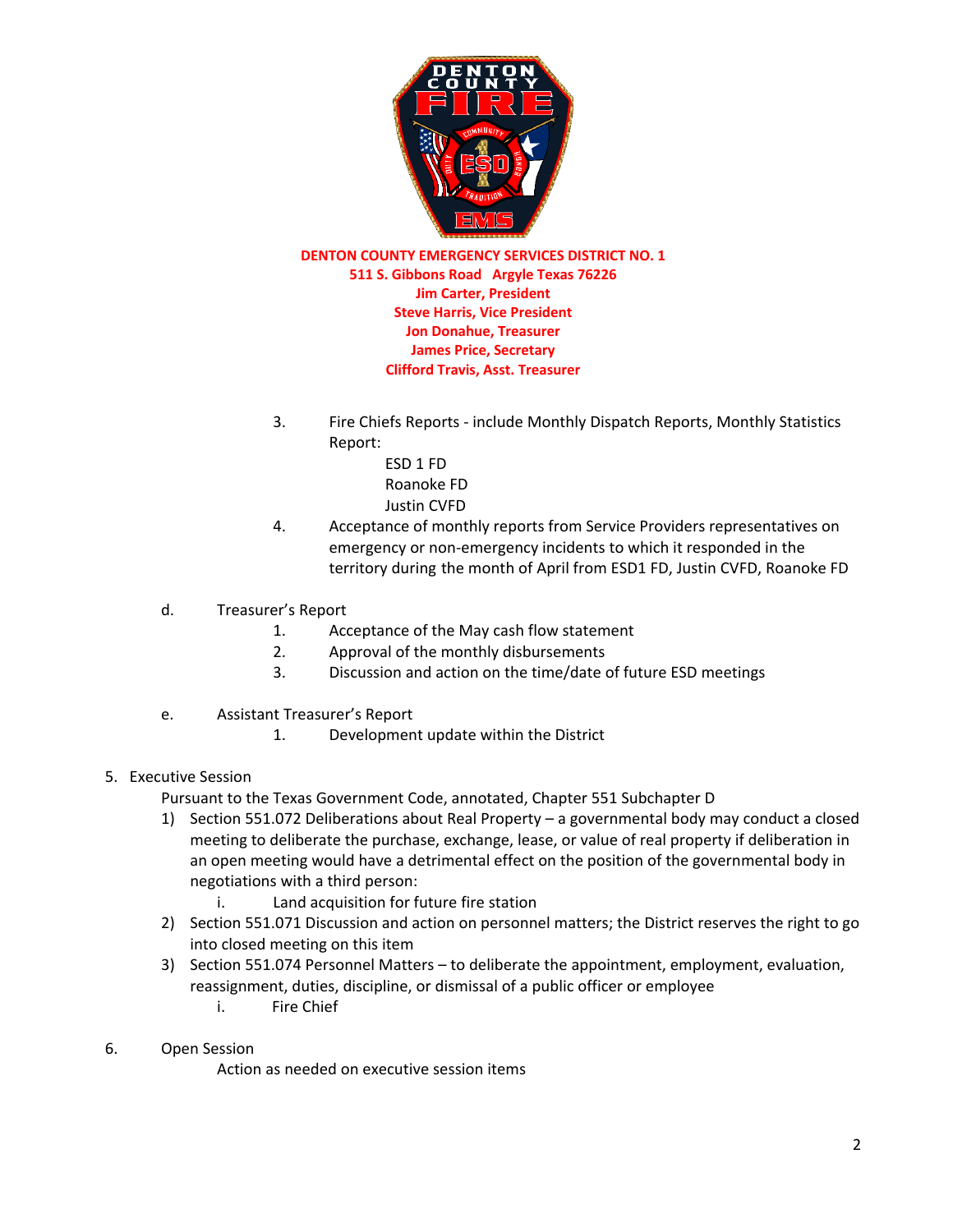**DENTON COUNTY EMERGENCY SERVICES DISTRICT NO. 1**
**511 S. Gibbons Road Argyle Texas 76226**
**Jim Carter, President**
**Steve Harris, Vice President**
**Jon Donahue, Treasurer**
**James Price, Secretary**
**Clifford Travis, Asst. Treasurer**

3. Fire Chiefs Reports - include Monthly Dispatch Reports, Monthly Statistics Report:
   - ESD 1 FD
   - Roanoke FD
   - Justin CVFD
4. Acceptance of monthly reports from Service Providers representatives on emergency or non-emergency incidents to which it responded in the territory during the month of April from ESD1 FD, Justin CVFD, Roanoke FD

d. Treasurer's Report
   1. Acceptance of the May cash flow statement
   2. Approval of the monthly disbursements
   3. Discussion and action on the time/date of future ESD meetings

e. Assistant Treasurer's Report
   1. Development update within the District

5. Executive Session

   Pursuant to the Texas Government Code, annotated, Chapter 551 Subchapter D

   1) Section 551.072 Deliberations about Real Property – a governmental body may conduct a closed meeting to deliberate the purchase, exchange, lease, or value of real property if deliberation in an open meeting would have a detrimental effect on the position of the governmental body in negotiations with a third person:
      i. Land acquisition for future fire station
   2) Section 551.071 Discussion and action on personnel matters; the District reserves the right to go into closed meeting on this item
   3) Section 551.074 Personnel Matters – to deliberate the appointment, employment, evaluation, reassignment, duties, discipline, or dismissal of a public officer or employee
      i. Fire Chief

6. Open Session

   Action as needed on executive session items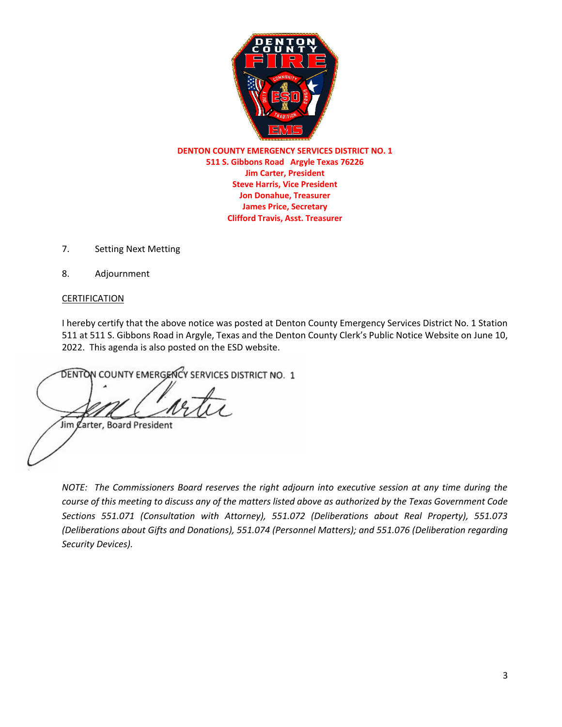**DENTON COUNTY EMERGENCY SERVICES DISTRICT NO. 1**
**511 S. Gibbons Road Argyle Texas 76226**
**Jim Carter, President**
**Steve Harris, Vice President**
**Jon Donahue, Treasurer**
**James Price, Secretary**
**Clifford Travis, Asst. Treasurer**

7. Setting Next Metting

8. Adjournment

CERTIFICATION

I hereby certify that the above notice was posted at Denton County Emergency Services District No. 1 Station 511 at 511 S. Gibbons Road in Argyle, Texas and the Denton County Clerk's Public Notice Website on June 10, 2022. This agenda is also posted on the ESD website.

DENTON COUNTY EMERGENCY SERVICES DISTRICT NO. 1

Jim Carter, Board President

*NOTE: The Commissioners Board reserves the right adjourn into executive session at any time during the course of this meeting to discuss any of the matters listed above as authorized by the Texas Government Code Sections 551.071 (Consultation with Attorney), 551.072 (Deliberations about Real Property), 551.073 (Deliberations about Gifts and Donations), 551.074 (Personnel Matters); and 551.076 (Deliberation regarding Security Devices).*